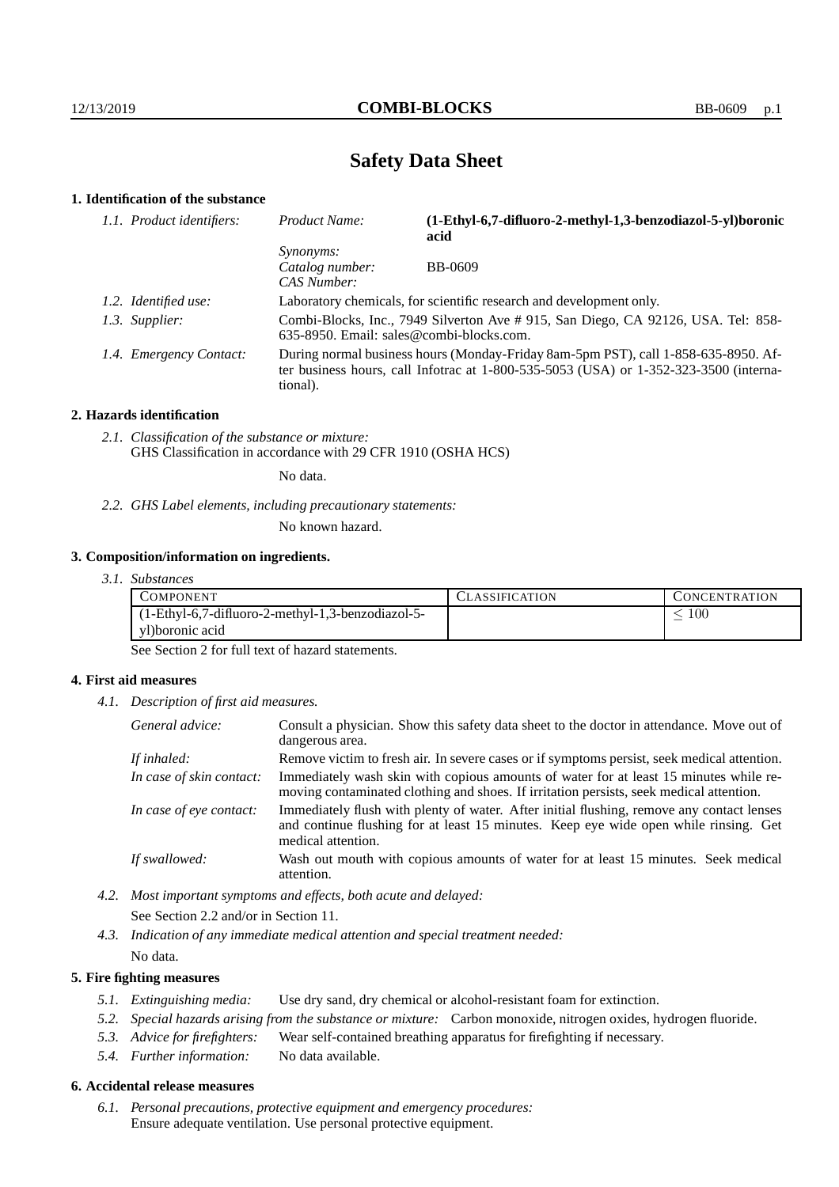# Safety Data Sheet

## 1. Identification of the substance

*1.1. Product identifiers:*

| | |
|---|---|
| *Product Name:* | **(1-Ethyl-6,7-difluoro-2-methyl-1,3-benzodiazol-5-yl)boronic acid** |
| *Synonyms:* | |
| *Catalog number:* | BB-0609 |
| *CAS Number:* | |

*1.2. Identified use:* Laboratory chemicals, for scientific research and development only.

*1.3. Supplier:* Combi-Blocks, Inc., 7949 Silverton Ave # 915, San Diego, CA 92126, USA. Tel: 858-635-8950. Email: sales@combi-blocks.com.

*1.4. Emergency Contact:* During normal business hours (Monday-Friday 8am-5pm PST), call 1-858-635-8950. After business hours, call Infotrac at 1-800-535-5053 (USA) or 1-352-323-3500 (international).

## 2. Hazards identification

*2.1. Classification of the substance or mixture:*
GHS Classification in accordance with 29 CFR 1910 (OSHA HCS)

No data.

*2.2. GHS Label elements, including precautionary statements:*

No known hazard.

## 3. Composition/information on ingredients.

*3.1. Substances*

| COMPONENT | CLASSIFICATION | CONCENTRATION |
|---|---|---|
| (1-Ethyl-6,7-difluoro-2-methyl-1,3-benzodiazol-5-yl)boronic acid | | $\leq 100$ |

See Section 2 for full text of hazard statements.

## 4. First aid measures

*4.1. Description of first aid measures.*

*General advice:* Consult a physician. Show this safety data sheet to the doctor in attendance. Move out of dangerous area.

*If inhaled:* Remove victim to fresh air. In severe cases or if symptoms persist, seek medical attention.

*In case of skin contact:* Immediately wash skin with copious amounts of water for at least 15 minutes while removing contaminated clothing and shoes. If irritation persists, seek medical attention.

*In case of eye contact:* Immediately flush with plenty of water. After initial flushing, remove any contact lenses and continue flushing for at least 15 minutes. Keep eye wide open while rinsing. Get medical attention.

*If swallowed:* Wash out mouth with copious amounts of water for at least 15 minutes. Seek medical attention.

*4.2. Most important symptoms and effects, both acute and delayed:*

See Section 2.2 and/or in Section 11.

*4.3. Indication of any immediate medical attention and special treatment needed:*

No data.

## 5. Fire fighting measures

*5.1. Extinguishing media:* Use dry sand, dry chemical or alcohol-resistant foam for extinction.

*5.2. Special hazards arising from the substance or mixture:* Carbon monoxide, nitrogen oxides, hydrogen fluoride.

*5.3. Advice for firefighters:* Wear self-contained breathing apparatus for firefighting if necessary.

*5.4. Further information:* No data available.

## 6. Accidental release measures

*6.1. Personal precautions, protective equipment and emergency procedures:*
Ensure adequate ventilation. Use personal protective equipment.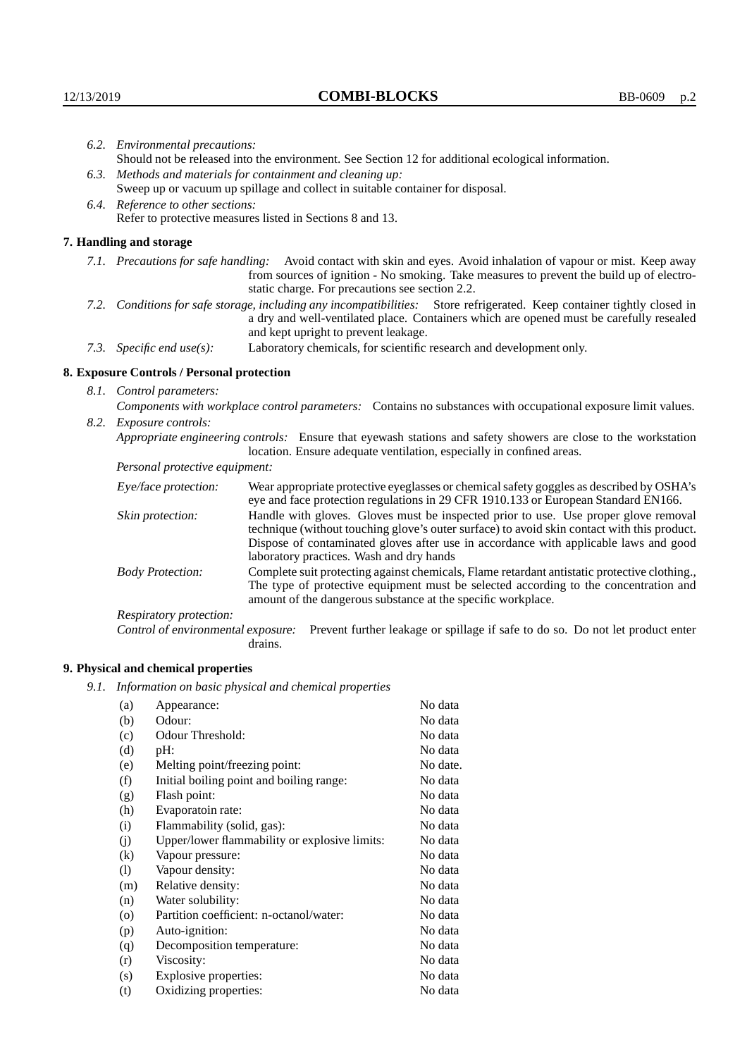*6.2. Environmental precautions:*
Should not be released into the environment. See Section 12 for additional ecological information.

*6.3. Methods and materials for containment and cleaning up:*
Sweep up or vacuum up spillage and collect in suitable container for disposal.

*6.4. Reference to other sections:*
Refer to protective measures listed in Sections 8 and 13.

## 7. Handling and storage

*7.1. Precautions for safe handling:* Avoid contact with skin and eyes. Avoid inhalation of vapour or mist. Keep away from sources of ignition - No smoking. Take measures to prevent the build up of electrostatic charge. For precautions see section 2.2.

*7.2. Conditions for safe storage, including any incompatibilities:* Store refrigerated. Keep container tightly closed in a dry and well-ventilated place. Containers which are opened must be carefully resealed and kept upright to prevent leakage.

*7.3. Specific end use(s):* Laboratory chemicals, for scientific research and development only.

## 8. Exposure Controls / Personal protection

*8.1. Control parameters:*
*Components with workplace control parameters:* Contains no substances with occupational exposure limit values.

*8.2. Exposure controls:*
*Appropriate engineering controls:* Ensure that eyewash stations and safety showers are close to the workstation location. Ensure adequate ventilation, especially in confined areas.

*Personal protective equipment:*

*Eye/face protection:* Wear appropriate protective eyeglasses or chemical safety goggles as described by OSHA's eye and face protection regulations in 29 CFR 1910.133 or European Standard EN166.

*Skin protection:* Handle with gloves. Gloves must be inspected prior to use. Use proper glove removal technique (without touching glove's outer surface) to avoid skin contact with this product. Dispose of contaminated gloves after use in accordance with applicable laws and good laboratory practices. Wash and dry hands

*Body Protection:* Complete suit protecting against chemicals, Flame retardant antistatic protective clothing., The type of protective equipment must be selected according to the concentration and amount of the dangerous substance at the specific workplace.

*Respiratory protection:*

*Control of environmental exposure:* Prevent further leakage or spillage if safe to do so. Do not let product enter drains.

## 9. Physical and chemical properties

*9.1. Information on basic physical and chemical properties*

| | | |
|---|---|---|
| (a) | Appearance: | No data |
| (b) | Odour: | No data |
| (c) | Odour Threshold: | No data |
| (d) | pH: | No data |
| (e) | Melting point/freezing point: | No date. |
| (f) | Initial boiling point and boiling range: | No data |
| (g) | Flash point: | No data |
| (h) | Evaporatoin rate: | No data |
| (i) | Flammability (solid, gas): | No data |
| (j) | Upper/lower flammability or explosive limits: | No data |
| (k) | Vapour pressure: | No data |
| (l) | Vapour density: | No data |
| (m) | Relative density: | No data |
| (n) | Water solubility: | No data |
| (o) | Partition coefficient: n-octanol/water: | No data |
| (p) | Auto-ignition: | No data |
| (q) | Decomposition temperature: | No data |
| (r) | Viscosity: | No data |
| (s) | Explosive properties: | No data |
| (t) | Oxidizing properties: | No data |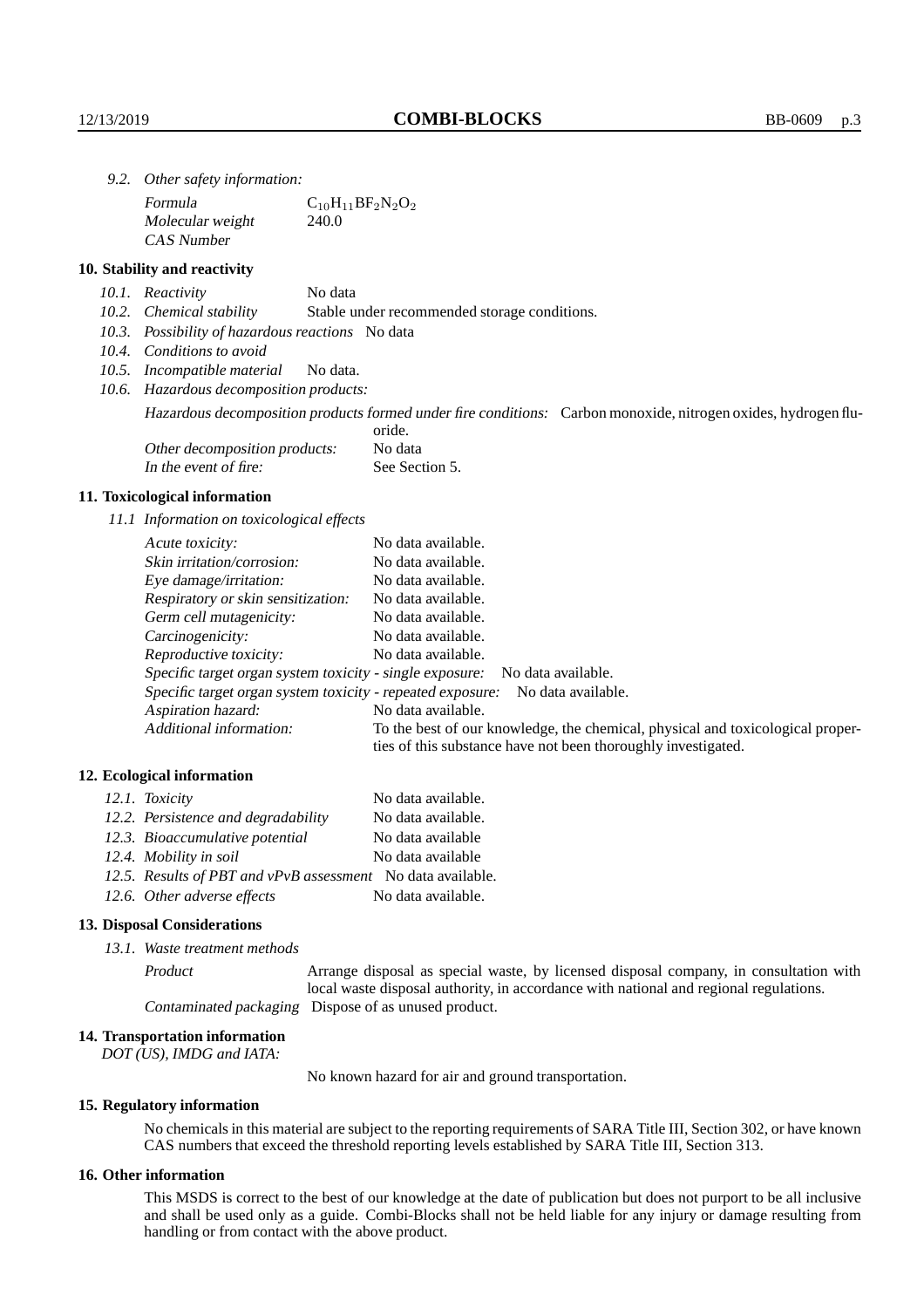*9.2. Other safety information:*

| | |
|---|---|
| *Formula* | $C_{10}H_{11}BF_2N_2O_2$ |
| *Molecular weight* | 240.0 |
| *CAS Number* | |

## 10. Stability and reactivity

- *10.1. Reactivity* No data
- *10.2. Chemical stability* Stable under recommended storage conditions.
- *10.3. Possibility of hazardous reactions* No data
- *10.4. Conditions to avoid*
- *10.5. Incompatible material* No data.
- *10.6. Hazardous decomposition products:*

*Hazardous decomposition products formed under fire conditions:* Carbon monoxide, nitrogen oxides, hydrogen fluoride.

| | |
|---|---|
| *Other decomposition products:* | No data |
| *In the event of fire:* | See Section 5. |

## 11. Toxicological information

*11.1 Information on toxicological effects*

| | |
|---|---|
| *Acute toxicity:* | No data available. |
| *Skin irritation/corrosion:* | No data available. |
| *Eye damage/irritation:* | No data available. |
| *Respiratory or skin sensitization:* | No data available. |
| *Germ cell mutagenicity:* | No data available. |
| *Carcinogenicity:* | No data available. |
| *Reproductive toxicity:* | No data available. |
| *Specific target organ system toxicity - single exposure:* | No data available. |
| *Specific target organ system toxicity - repeated exposure:* | No data available. |
| *Aspiration hazard:* | No data available. |
| *Additional information:* | To the best of our knowledge, the chemical, physical and toxicological properties of this substance have not been thoroughly investigated. |

## 12. Ecological information

| | |
|---|---|
| *12.1. Toxicity* | No data available. |
| *12.2. Persistence and degradability* | No data available. |
| *12.3. Bioaccumulative potential* | No data available |
| *12.4. Mobility in soil* | No data available |
| *12.5. Results of PBT and vPvB assessment* | No data available. |
| *12.6. Other adverse effects* | No data available. |

## 13. Disposal Considerations

*13.1. Waste treatment methods*

| | |
|---|---|
| *Product* | Arrange disposal as special waste, by licensed disposal company, in consultation with local waste disposal authority, in accordance with national and regional regulations. |
| *Contaminated packaging* | Dispose of as unused product. |

## 14. Transportation information

*DOT (US), IMDG and IATA:*

No known hazard for air and ground transportation.

## 15. Regulatory information

No chemicals in this material are subject to the reporting requirements of SARA Title III, Section 302, or have known CAS numbers that exceed the threshold reporting levels established by SARA Title III, Section 313.

## 16. Other information

This MSDS is correct to the best of our knowledge at the date of publication but does not purport to be all inclusive and shall be used only as a guide. Combi-Blocks shall not be held liable for any injury or damage resulting from handling or from contact with the above product.